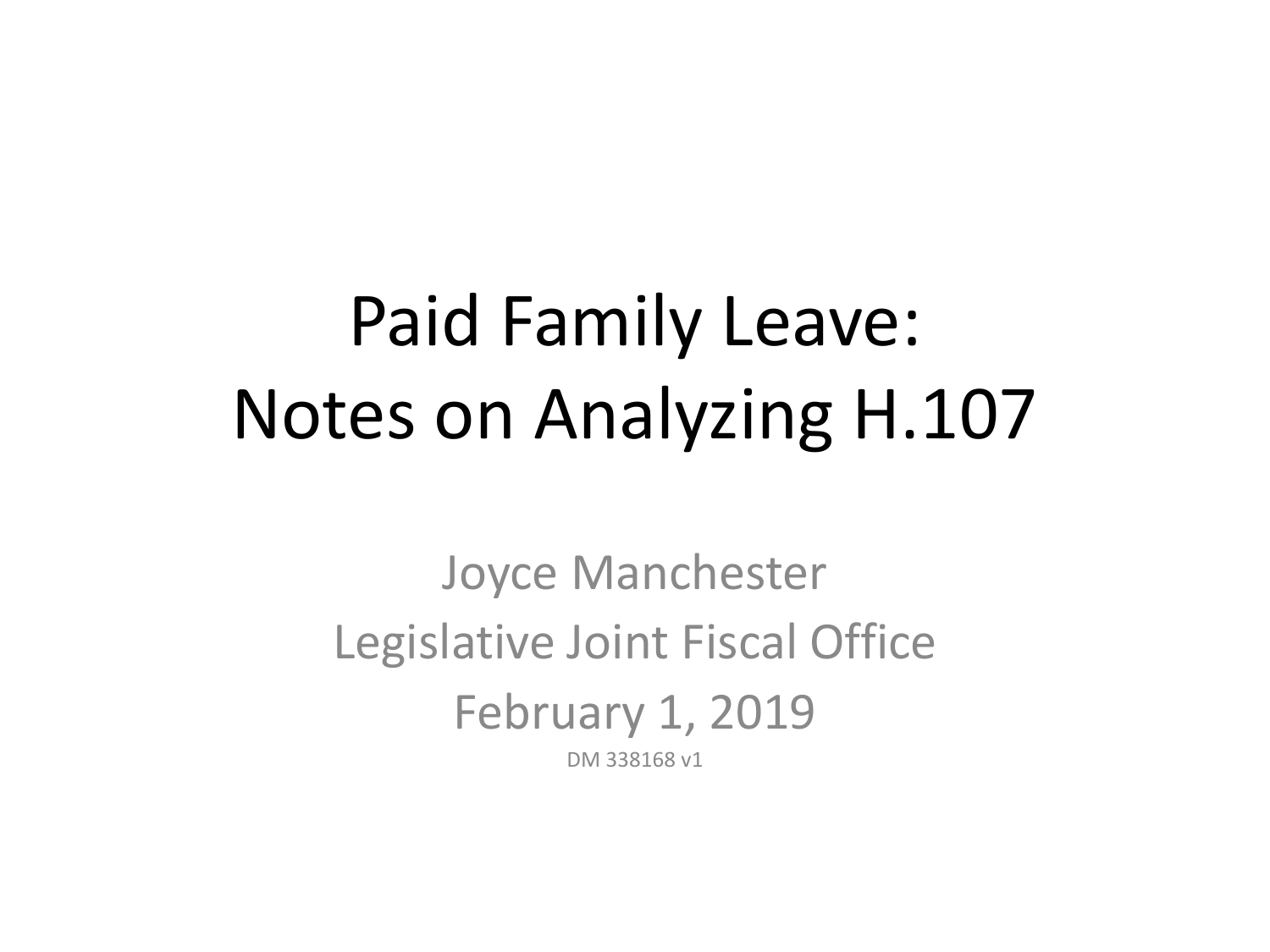# Paid Family Leave: Notes on Analyzing H.107

Joyce Manchester

Legislative Joint Fiscal Office

February 1, 2019

DM 338168 v1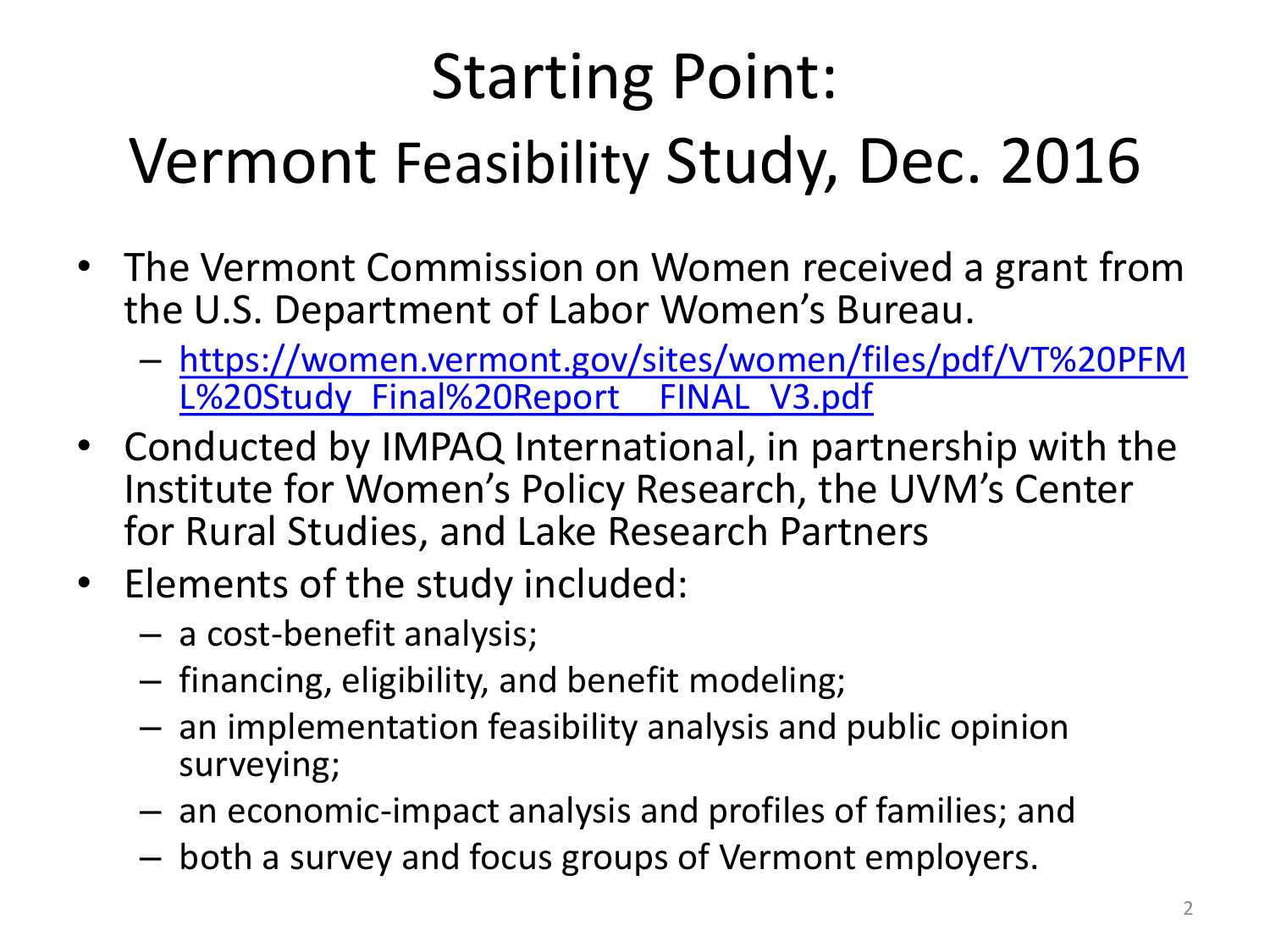# Starting Point: Vermont Feasibility Study, Dec. 2016

- The Vermont Commission on Women received a grant from the U.S. Department of Labor Women's Bureau.
  - https://women.vermont.gov/sites/women/files/pdf/VT%20PFML%20Study_Final%20Report__FINAL_V3.pdf
- Conducted by IMPAQ International, in partnership with the Institute for Women's Policy Research, the UVM's Center for Rural Studies, and Lake Research Partners
- Elements of the study included:
  - a cost-benefit analysis;
  - financing, eligibility, and benefit modeling;
  - an implementation feasibility analysis and public opinion surveying;
  - an economic-impact analysis and profiles of families; and
  - both a survey and focus groups of Vermont employers.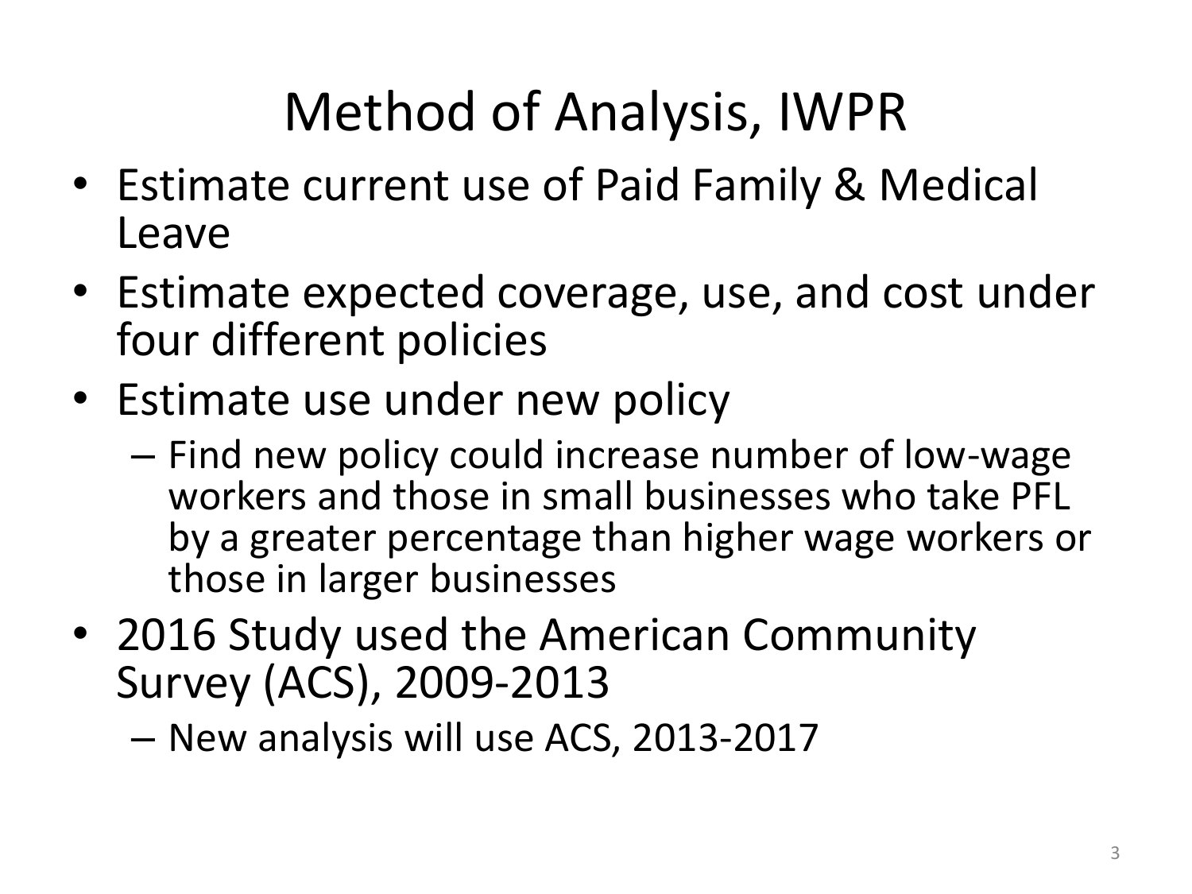# Method of Analysis, IWPR

- Estimate current use of Paid Family & Medical Leave
- Estimate expected coverage, use, and cost under four different policies
- Estimate use under new policy
  - Find new policy could increase number of low-wage workers and those in small businesses who take PFL by a greater percentage than higher wage workers or those in larger businesses
- 2016 Study used the American Community Survey (ACS), 2009-2013
  - New analysis will use ACS, 2013-2017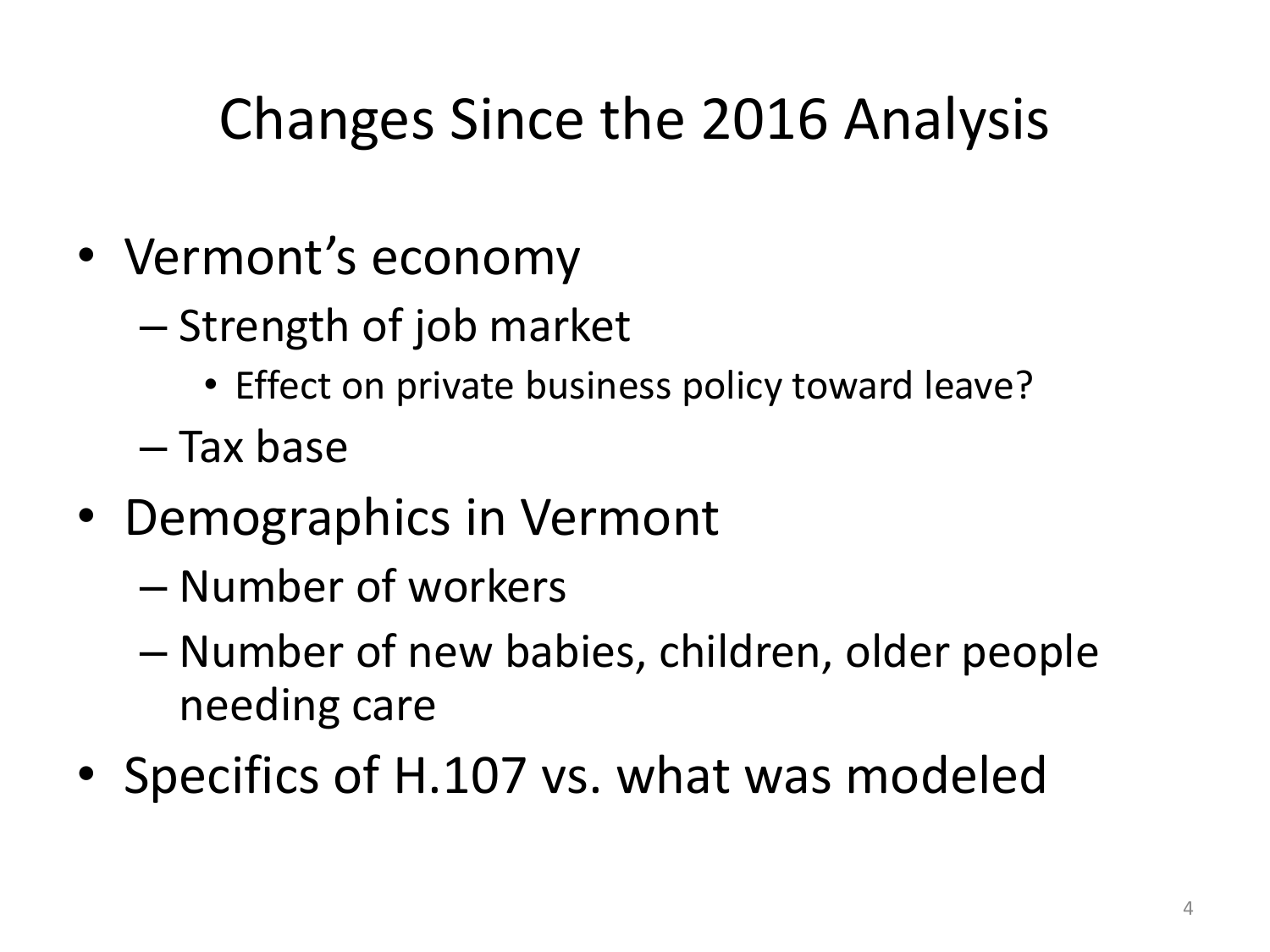# Changes Since the 2016 Analysis

- Vermont's economy
  - Strength of job market
    - Effect on private business policy toward leave?
  - Tax base
- Demographics in Vermont
  - Number of workers
  - Number of new babies, children, older people needing care
- Specifics of H.107 vs. what was modeled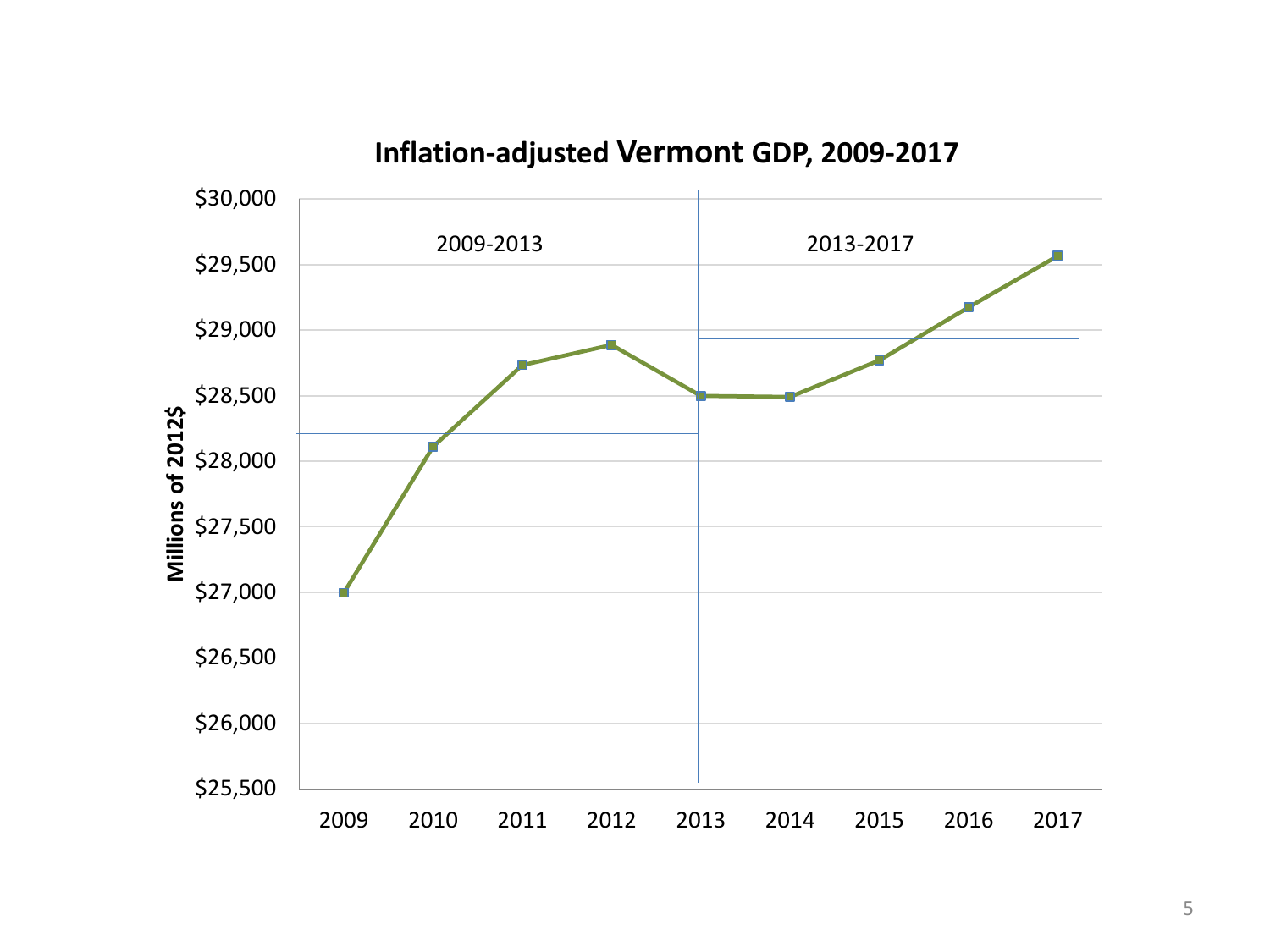## Inflation-adjusted Vermont GDP, 2009-2017

Millions of 2012$

2009-2013

2013-2017

$30,000
$29,500
$29,000
$28,500
$28,000
$27,500
$27,000
$26,500
$26,000
$25,500

2009 2010 2011 2012 2013 2014 2015 2016 2017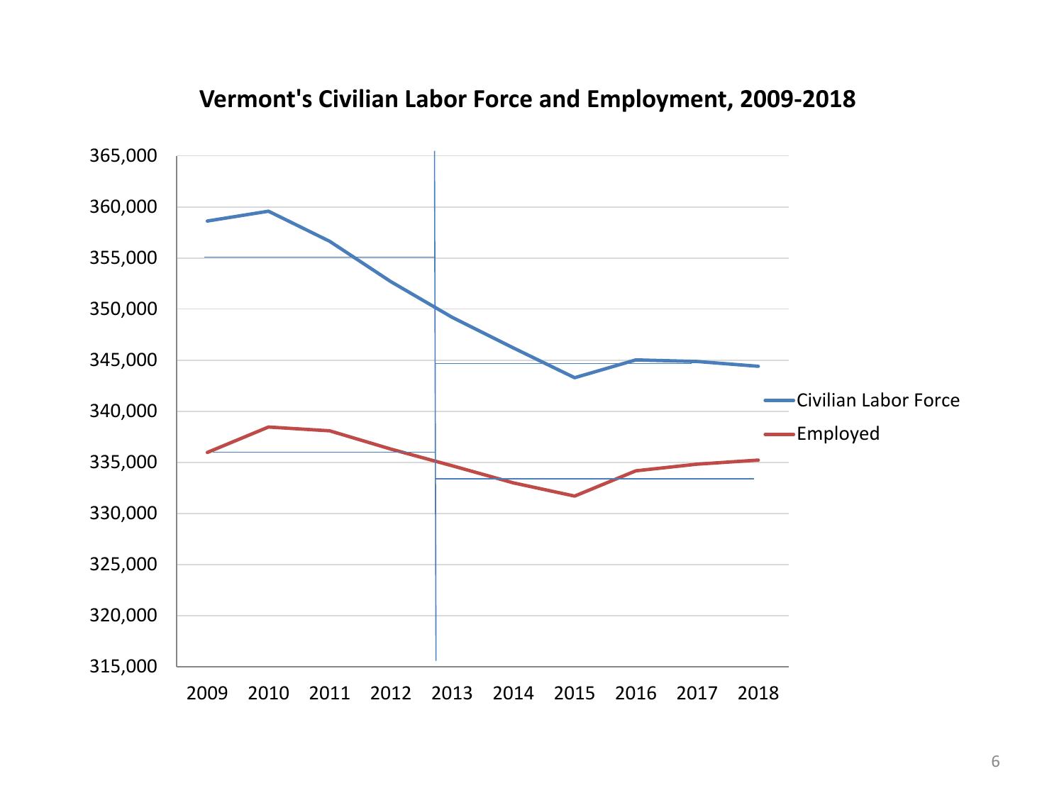**Vermont's Civilian Labor Force and Employment, 2009-2018**

365,000
360,000
355,000
350,000
345,000
340,000
335,000
330,000
325,000
320,000
315,000

2009 2010 2011 2012 2013 2014 2015 2016 2017 2018

Civilian Labor Force
Employed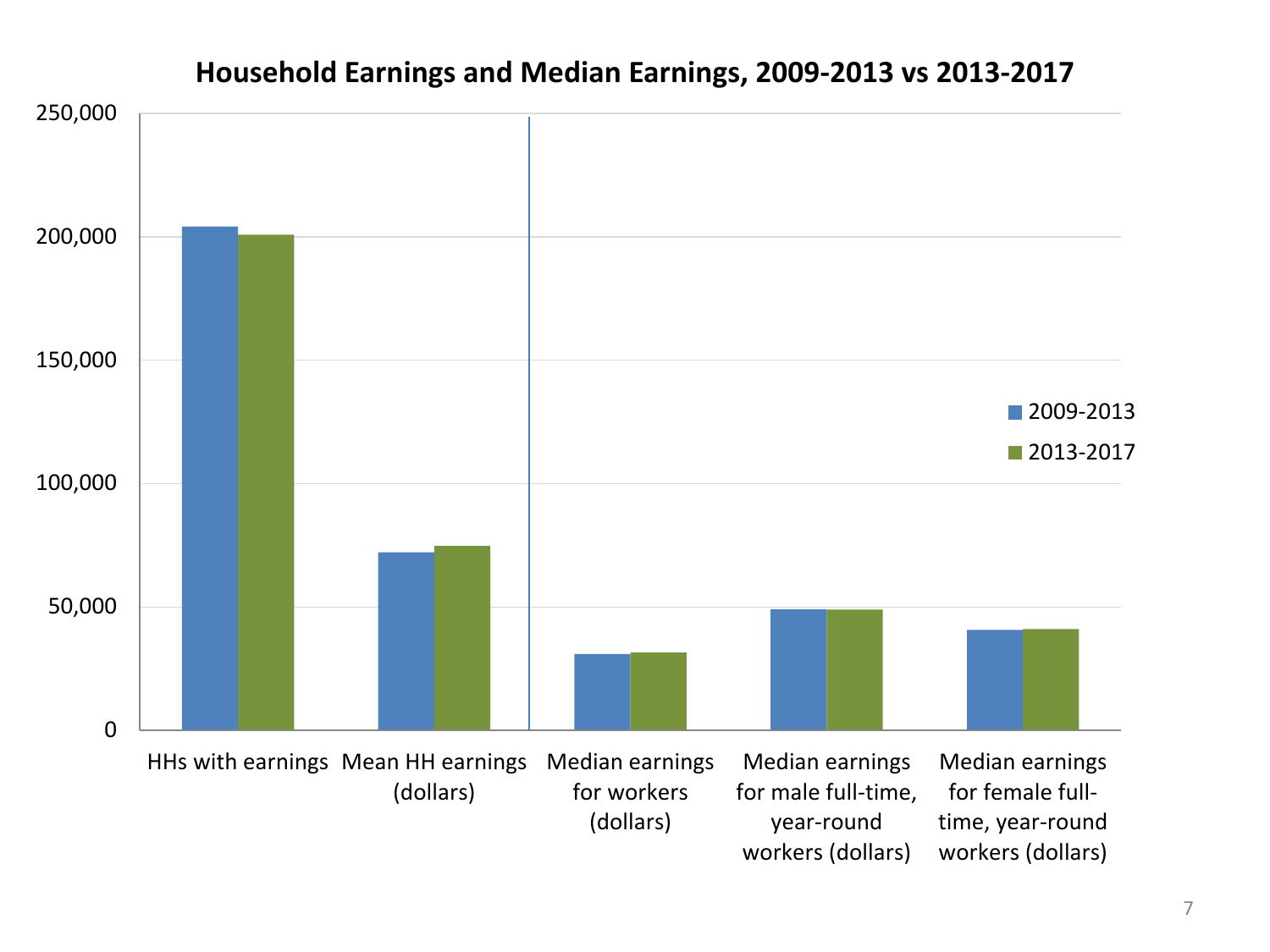## Household Earnings and Median Earnings, 2009-2013 vs 2013-2017

250,000

200,000

150,000

100,000

50,000

0

■ 2009-2013
■ 2013-2017

HHs with earnings | Mean HH earnings (dollars) | Median earnings for workers (dollars) | Median earnings for male full-time, year-round workers (dollars) | Median earnings for female full-time, year-round workers (dollars)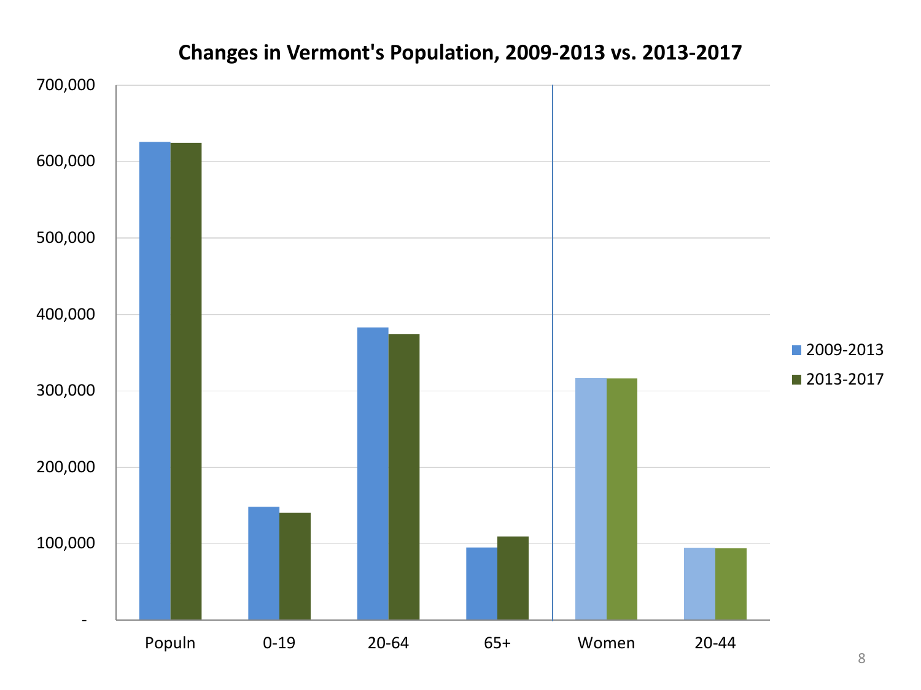## Changes in Vermont's Population, 2009-2013 vs. 2013-2017

700,000
600,000
500,000
400,000
300,000
200,000
100,000
-

Populn | 0-19 | 20-64 | 65+ | Women | 20-44

2009-2013
2013-2017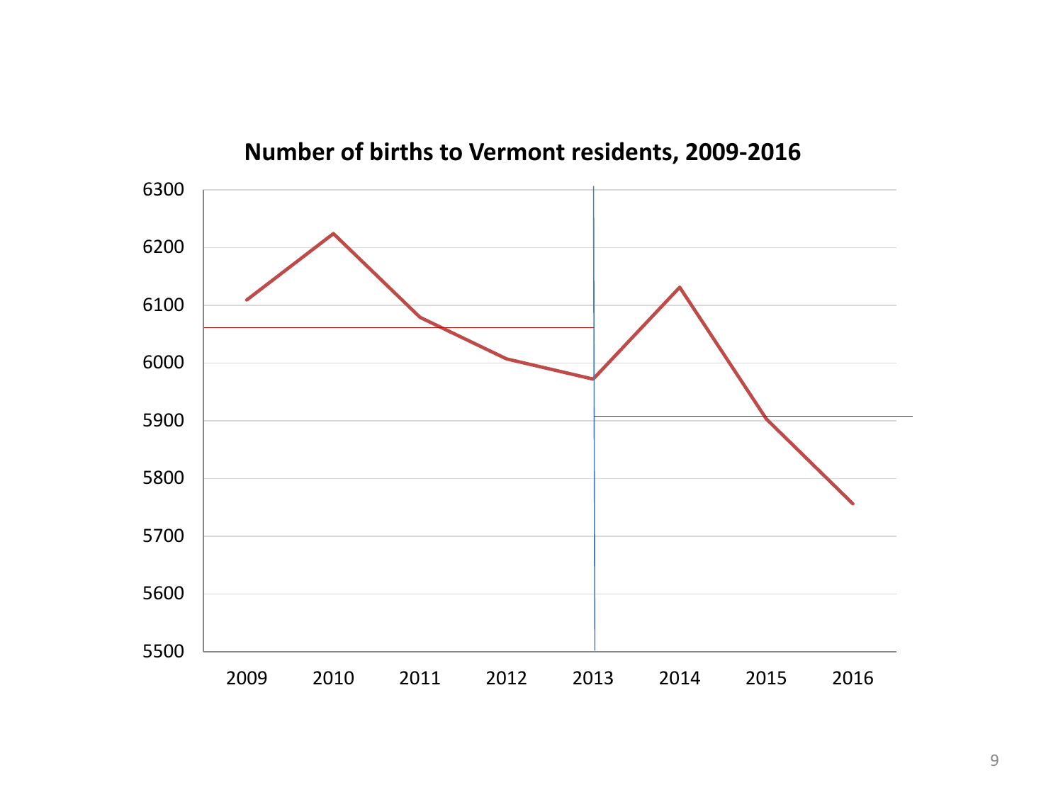**Number of births to Vermont residents, 2009-2016**

6300
6200
6100
6000
5900
5800
5700
5600
5500

2009 2010 2011 2012 2013 2014 2015 2016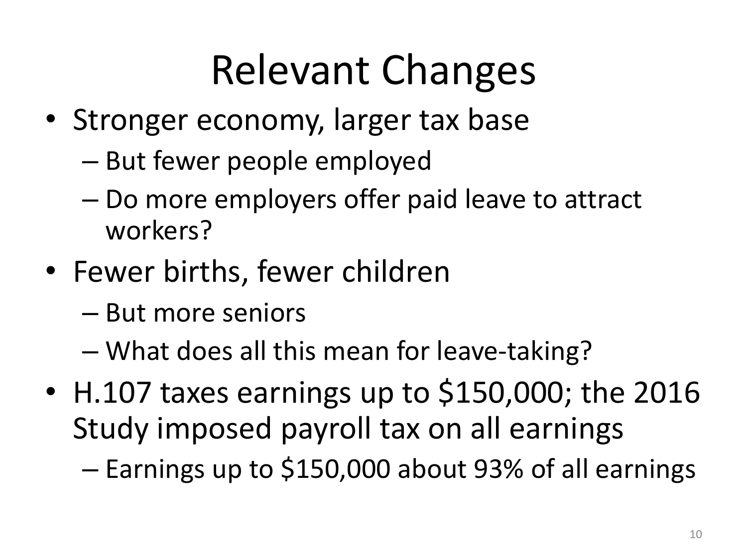# Relevant Changes

- Stronger economy, larger tax base
  - But fewer people employed
  - Do more employers offer paid leave to attract workers?
- Fewer births, fewer children
  - But more seniors
  - What does all this mean for leave-taking?
- H.107 taxes earnings up to $150,000; the 2016 Study imposed payroll tax on all earnings
  - Earnings up to $150,000 about 93% of all earnings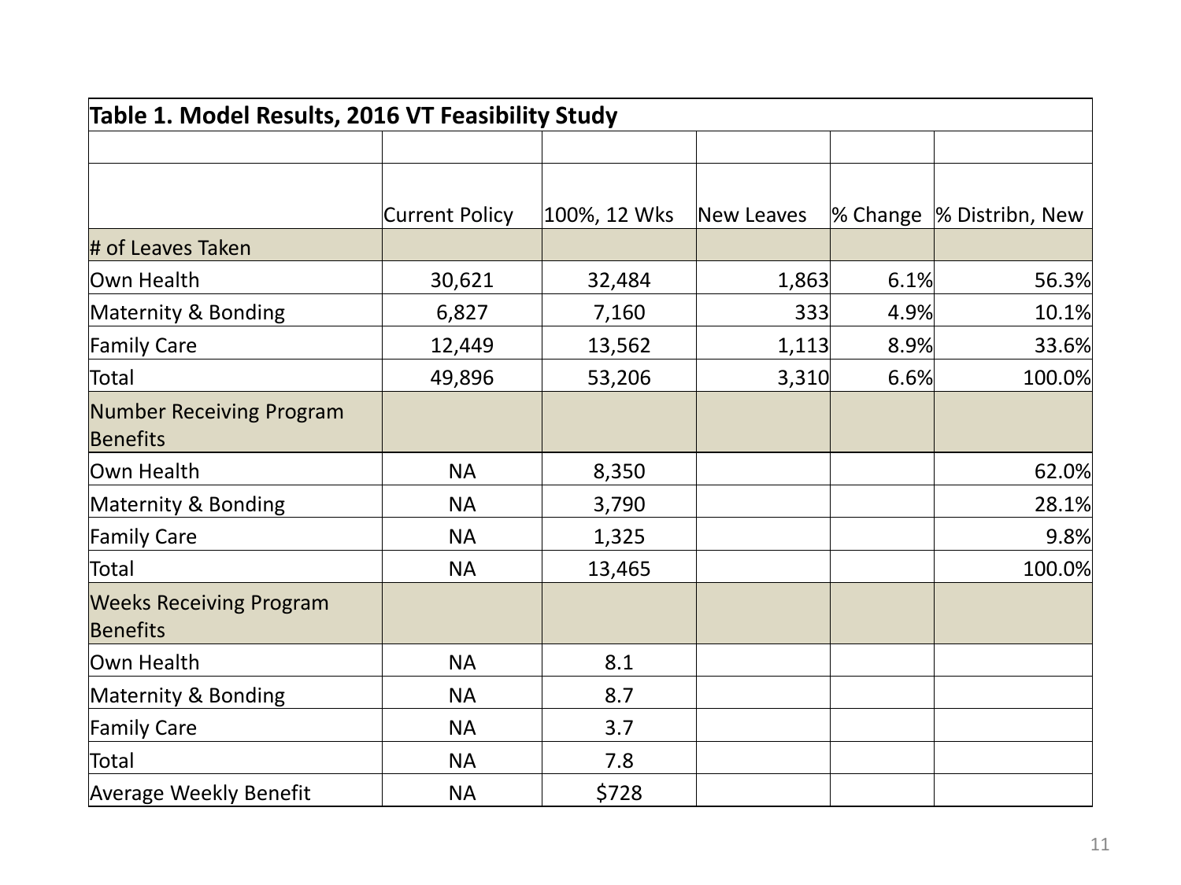**Table 1. Model Results, 2016 VT Feasibility Study**

| | Current Policy | 100%, 12 Wks | New Leaves | % Change | % Distribn, New |
|---|---|---|---|---|---|
| # of Leaves Taken | | | | | |
| Own Health | 30,621 | 32,484 | 1,863 | 6.1% | 56.3% |
| Maternity & Bonding | 6,827 | 7,160 | 333 | 4.9% | 10.1% |
| Family Care | 12,449 | 13,562 | 1,113 | 8.9% | 33.6% |
| Total | 49,896 | 53,206 | 3,310 | 6.6% | 100.0% |
| Number Receiving Program Benefits | | | | | |
| Own Health | NA | 8,350 | | | 62.0% |
| Maternity & Bonding | NA | 3,790 | | | 28.1% |
| Family Care | NA | 1,325 | | | 9.8% |
| Total | NA | 13,465 | | | 100.0% |
| Weeks Receiving Program Benefits | | | | | |
| Own Health | NA | 8.1 | | | |
| Maternity & Bonding | NA | 8.7 | | | |
| Family Care | NA | 3.7 | | | |
| Total | NA | 7.8 | | | |
| Average Weekly Benefit | NA | $728 | | | |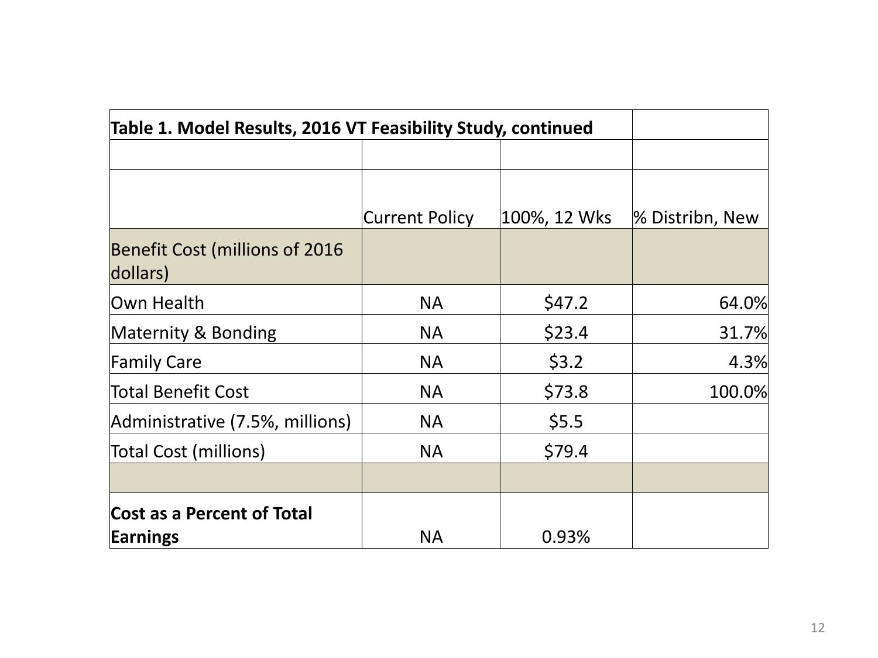| Table 1. Model Results, 2016 VT Feasibility Study, continued | | | |
|---|---|---|---|
| | | | |
| | Current Policy | 100%, 12 Wks | % Distribn, New |
| Benefit Cost (millions of 2016 dollars) | | | |
| Own Health | NA | $47.2 | 64.0% |
| Maternity & Bonding | NA | $23.4 | 31.7% |
| Family Care | NA | $3.2 | 4.3% |
| Total Benefit Cost | NA | $73.8 | 100.0% |
| Administrative (7.5%, millions) | NA | $5.5 | |
| Total Cost (millions) | NA | $79.4 | |
| | | | |
| **Cost as a Percent of Total Earnings** | NA | 0.93% | |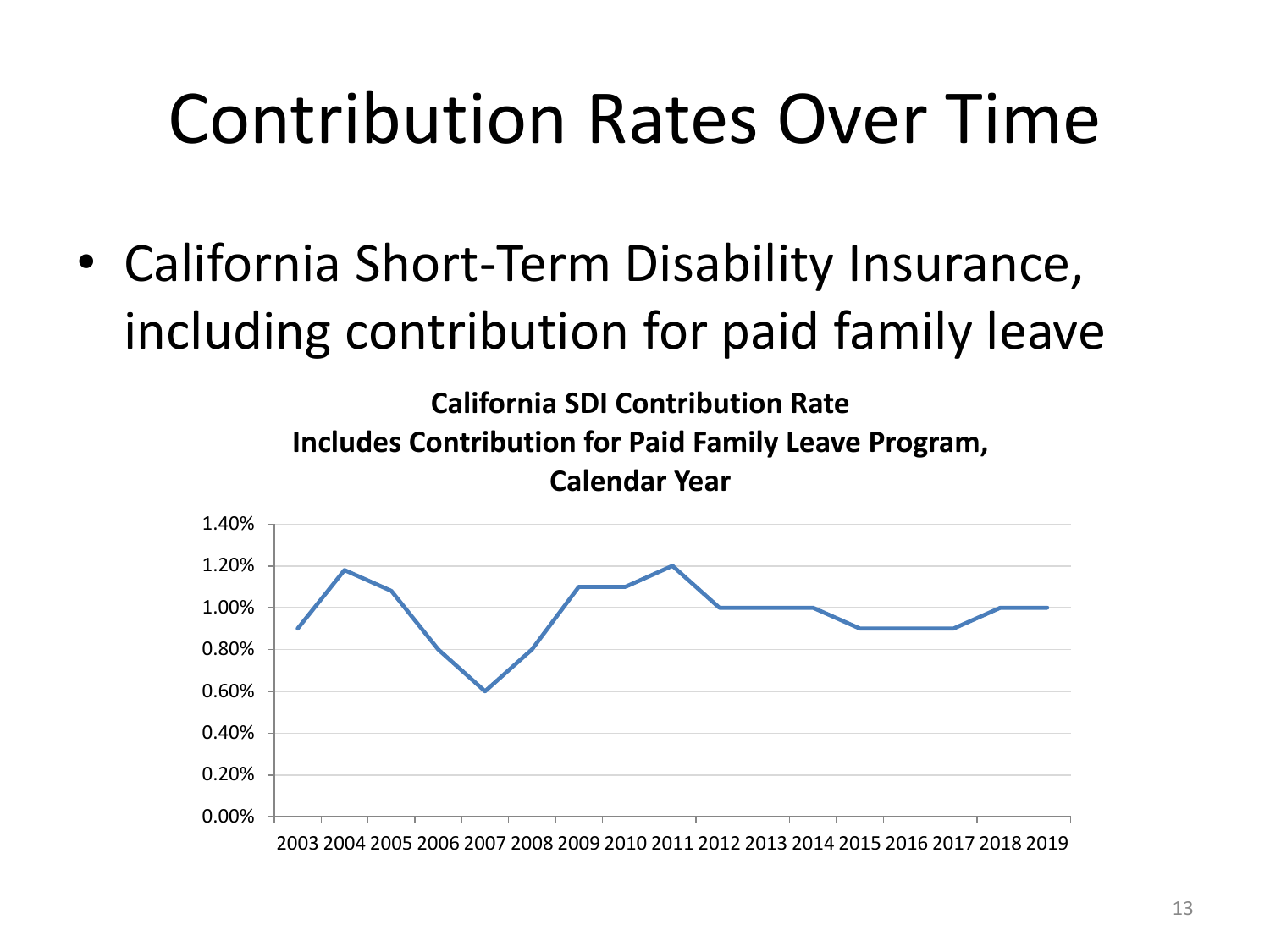# Contribution Rates Over Time

- California Short-Term Disability Insurance, including contribution for paid family leave

**California SDI Contribution Rate**
**Includes Contribution for Paid Family Leave Program, Calendar Year**

| Year | Contribution Rate |
|---|---|
| 2003 | 0.90% |
| 2004 | 1.18% |
| 2005 | 1.08% |
| 2006 | 0.80% |
| 2007 | 0.60% |
| 2008 | 0.80% |
| 2009 | 1.10% |
| 2010 | 1.10% |
| 2011 | 1.20% |
| 2012 | 1.00% |
| 2013 | 1.00% |
| 2014 | 1.00% |
| 2015 | 0.90% |
| 2016 | 0.90% |
| 2017 | 0.90% |
| 2018 | 1.00% |
| 2019 | 1.00% |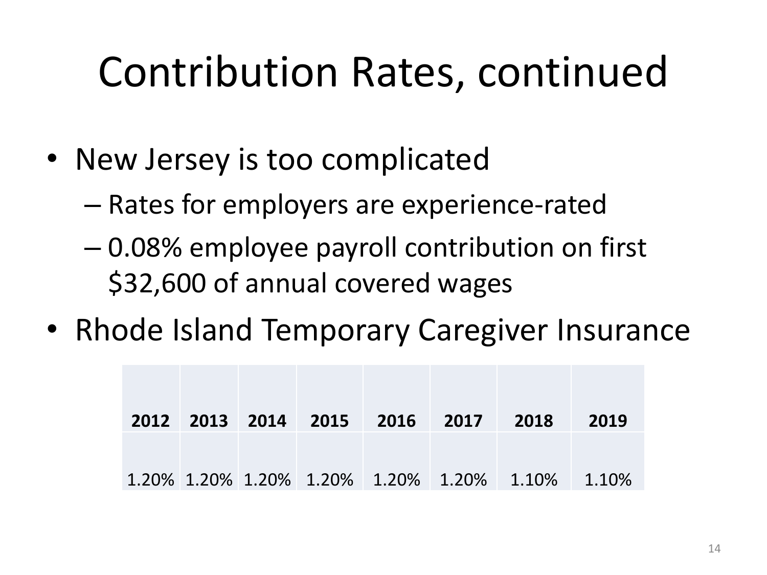# Contribution Rates, continued

- New Jersey is too complicated
  - Rates for employers are experience-rated
  - 0.08% employee payroll contribution on first $32,600 of annual covered wages
- Rhode Island Temporary Caregiver Insurance

| 2012 | 2013 | 2014 | 2015 | 2016 | 2017 | 2018 | 2019 |
|---|---|---|---|---|---|---|---|
| 1.20% | 1.20% | 1.20% | 1.20% | 1.20% | 1.20% | 1.10% | 1.10% |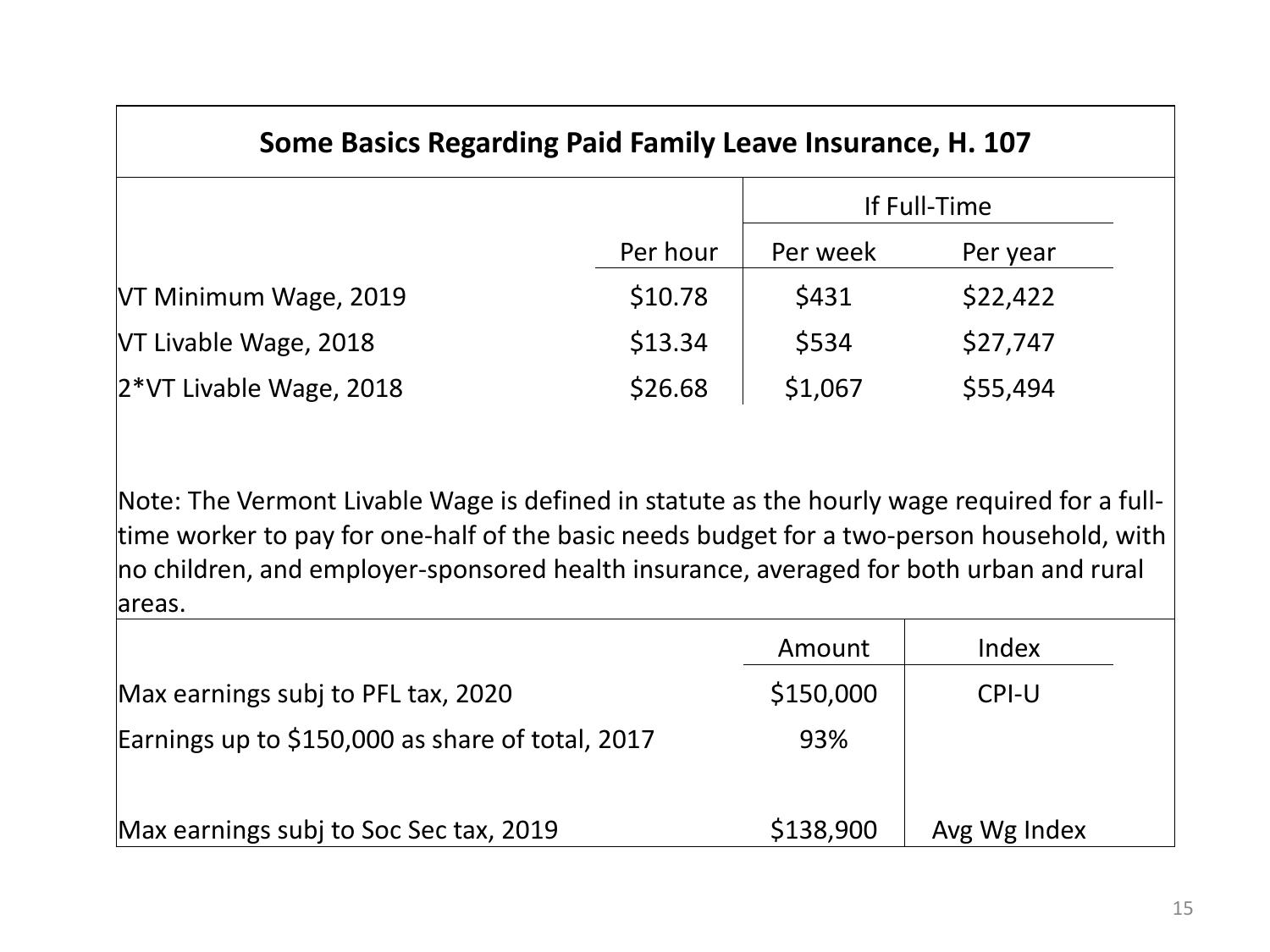## Some Basics Regarding Paid Family Leave Insurance, H. 107

| | | If Full-Time | |
|---|---|---|---|
| | Per hour | Per week | Per year |
| VT Minimum Wage, 2019 | $10.78 | $431 | $22,422 |
| VT Livable Wage, 2018 | $13.34 | $534 | $27,747 |
| 2*VT Livable Wage, 2018 | $26.68 | $1,067 | $55,494 |

Note: The Vermont Livable Wage is defined in statute as the hourly wage required for a full-time worker to pay for one-half of the basic needs budget for a two-person household, with no children, and employer-sponsored health insurance, averaged for both urban and rural areas.

| | Amount | Index |
|---|---|---|
| Max earnings subj to PFL tax, 2020 | $150,000 | CPI-U |
| Earnings up to $150,000 as share of total, 2017 | 93% | |
| Max earnings subj to Soc Sec tax, 2019 | $138,900 | Avg Wg Index |